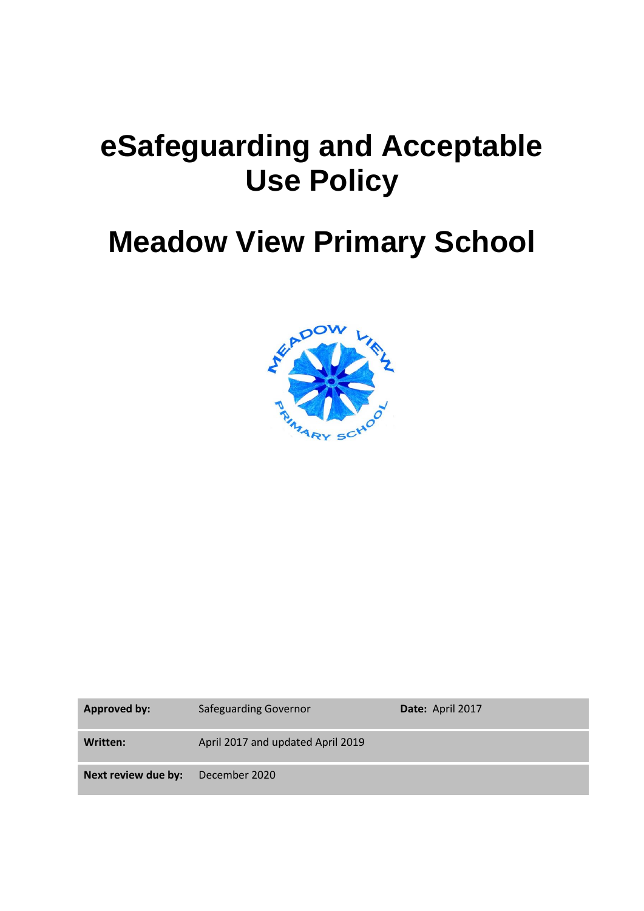# eSafeguarding and Acceptable Use Policy

# Meadow View Primary School

| Approved by: | Safeguarding Governor | Date: April 2017 |
|---|---|---|
| Written: | April 2017 and updated April 2019 | |
| Next review due by: | December 2020 | |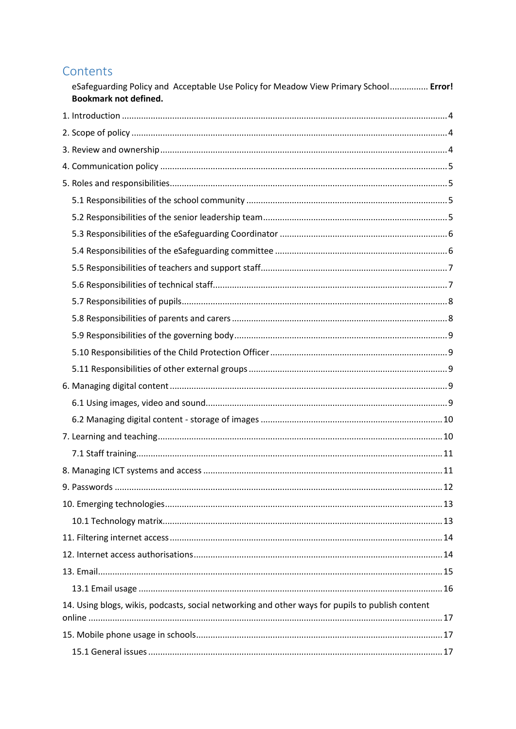# Contents

eSafeguarding Policy and Acceptable Use Policy for Meadow View Primary School................ **Error! Bookmark not defined.**

1. Introduction ........................................................................................................................ 4

2. Scope of policy ..................................................................................................................... 4

3. Review and ownership ......................................................................................................... 4

4. Communication policy ......................................................................................................... 5

5. Roles and responsibilities..................................................................................................... 5

  5.1 Responsibilities of the school community ...................................................................... 5

  5.2 Responsibilities of the senior leadership team............................................................... 5

  5.3 Responsibilities of the eSafeguarding Coordinator ........................................................ 6

  5.4 Responsibilities of the eSafeguarding committee .......................................................... 6

  5.5 Responsibilities of teachers and support staff................................................................ 7

  5.6 Responsibilities of technical staff.................................................................................... 7

  5.7 Responsibilities of pupils................................................................................................. 8

  5.8 Responsibilities of parents and carers ............................................................................ 8

  5.9 Responsibilities of the governing body ........................................................................... 9

  5.10 Responsibilities of the Child Protection Officer ............................................................ 9

  5.11 Responsibilities of other external groups ..................................................................... 9

6. Managing digital content ..................................................................................................... 9

  6.1 Using images, video and sound....................................................................................... 9

  6.2 Managing digital content - storage of images .............................................................. 10

7. Learning and teaching........................................................................................................ 10

  7.1 Staff training.................................................................................................................. 11

8. Managing ICT systems and access ..................................................................................... 11

9. Passwords .......................................................................................................................... 12

10. Emerging technologies..................................................................................................... 13

  10.1 Technology matrix....................................................................................................... 13

11. Filtering internet access ................................................................................................... 14

12. Internet access authorisations......................................................................................... 14

13. Email................................................................................................................................. 15

  13.1 Email usage ................................................................................................................ 16

14. Using blogs, wikis, podcasts, social networking and other ways for pupils to publish content online ................................................................................................................................... 17

15. Mobile phone usage in schools........................................................................................ 17

  15.1 General issues ............................................................................................................ 17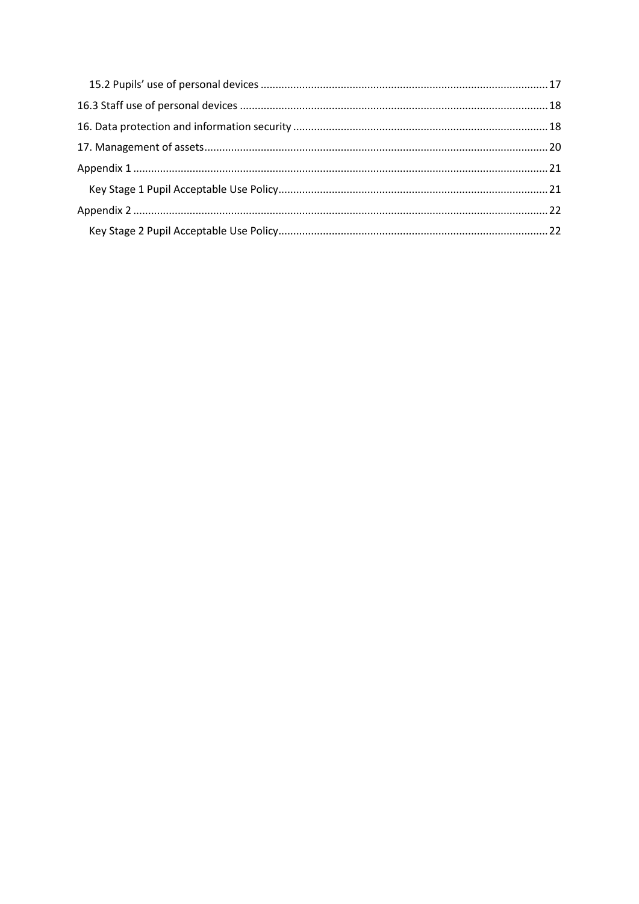- 15.2 Pupils' use of personal devices ........................................ 17
- 16.3 Staff use of personal devices ........................................ 18
- 16. Data protection and information security ........................................ 18
- 17. Management of assets ........................................ 20
- Appendix 1 ........................................ 21
  - Key Stage 1 Pupil Acceptable Use Policy ........................................ 21
- Appendix 2 ........................................ 22
  - Key Stage 2 Pupil Acceptable Use Policy ........................................ 22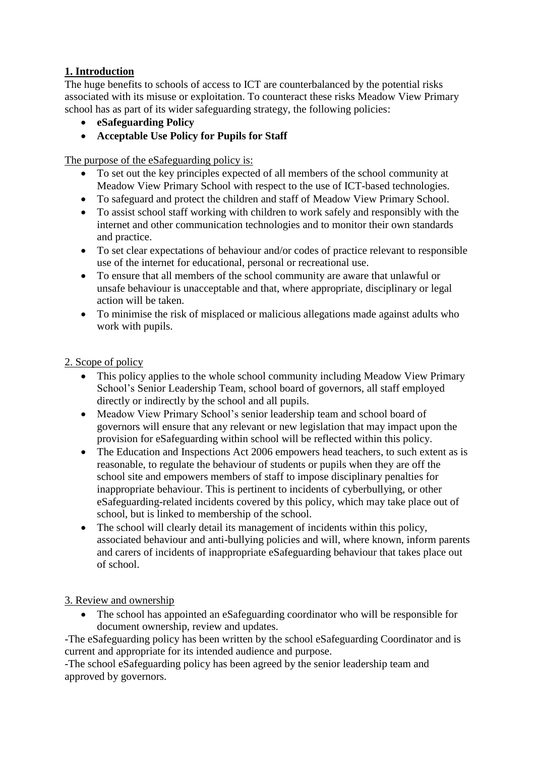## 1. Introduction

The huge benefits to schools of access to ICT are counterbalanced by the potential risks associated with its misuse or exploitation. To counteract these risks Meadow View Primary school has as part of its wider safeguarding strategy, the following policies:

- **eSafeguarding Policy**
- **Acceptable Use Policy for Pupils for Staff**

The purpose of the eSafeguarding policy is:

- To set out the key principles expected of all members of the school community at Meadow View Primary School with respect to the use of ICT-based technologies.
- To safeguard and protect the children and staff of Meadow View Primary School.
- To assist school staff working with children to work safely and responsibly with the internet and other communication technologies and to monitor their own standards and practice.
- To set clear expectations of behaviour and/or codes of practice relevant to responsible use of the internet for educational, personal or recreational use.
- To ensure that all members of the school community are aware that unlawful or unsafe behaviour is unacceptable and that, where appropriate, disciplinary or legal action will be taken.
- To minimise the risk of misplaced or malicious allegations made against adults who work with pupils.

## 2. Scope of policy

- This policy applies to the whole school community including Meadow View Primary School's Senior Leadership Team, school board of governors, all staff employed directly or indirectly by the school and all pupils.
- Meadow View Primary School's senior leadership team and school board of governors will ensure that any relevant or new legislation that may impact upon the provision for eSafeguarding within school will be reflected within this policy.
- The Education and Inspections Act 2006 empowers head teachers, to such extent as is reasonable, to regulate the behaviour of students or pupils when they are off the school site and empowers members of staff to impose disciplinary penalties for inappropriate behaviour. This is pertinent to incidents of cyberbullying, or other eSafeguarding-related incidents covered by this policy, which may take place out of school, but is linked to membership of the school.
- The school will clearly detail its management of incidents within this policy, associated behaviour and anti-bullying policies and will, where known, inform parents and carers of incidents of inappropriate eSafeguarding behaviour that takes place out of school.

## 3. Review and ownership

- The school has appointed an eSafeguarding coordinator who will be responsible for document ownership, review and updates.

-The eSafeguarding policy has been written by the school eSafeguarding Coordinator and is current and appropriate for its intended audience and purpose.

-The school eSafeguarding policy has been agreed by the senior leadership team and approved by governors.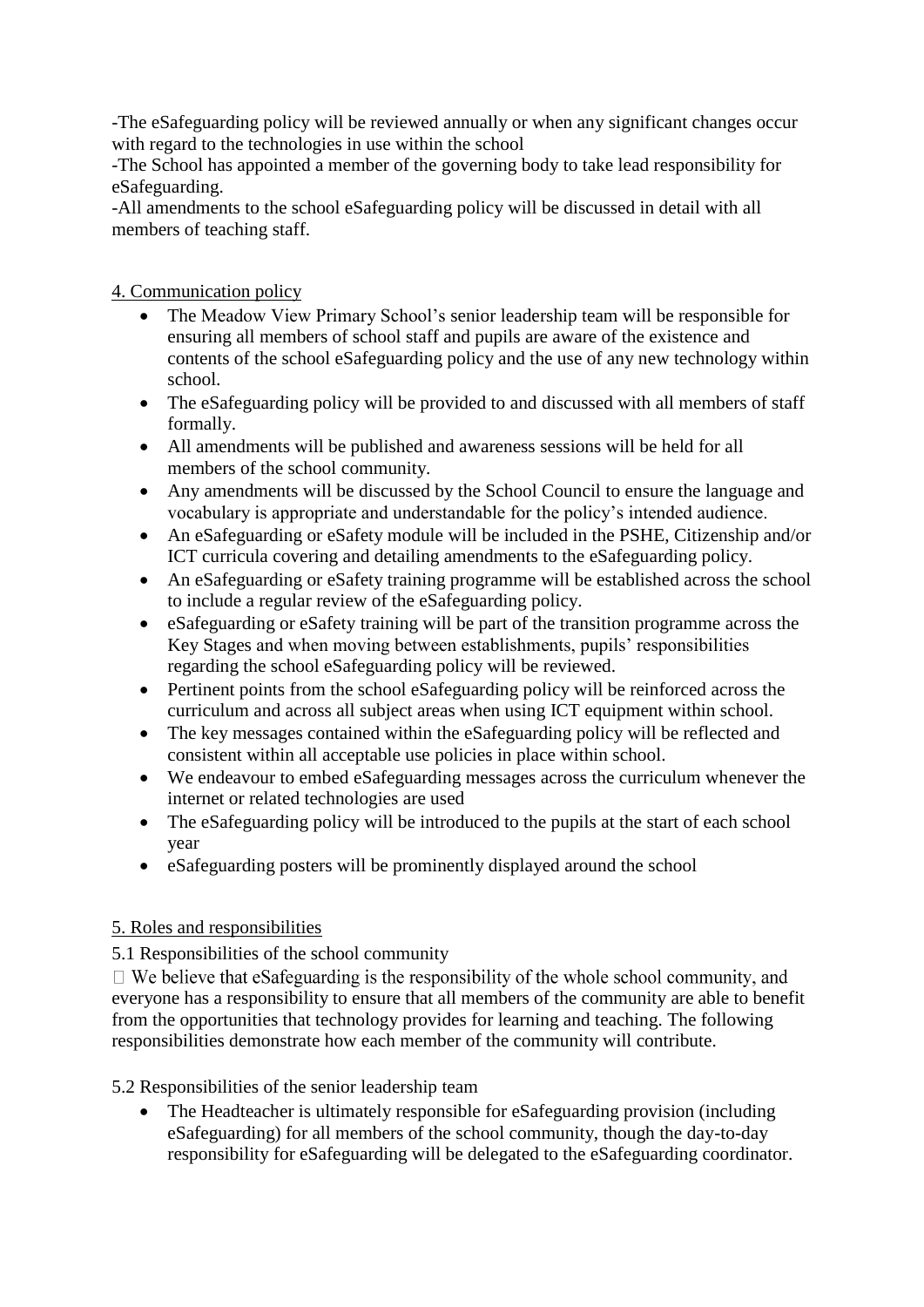-The eSafeguarding policy will be reviewed annually or when any significant changes occur with regard to the technologies in use within the school
-The School has appointed a member of the governing body to take lead responsibility for eSafeguarding.
-All amendments to the school eSafeguarding policy will be discussed in detail with all members of teaching staff.

## 4. Communication policy

- The Meadow View Primary School's senior leadership team will be responsible for ensuring all members of school staff and pupils are aware of the existence and contents of the school eSafeguarding policy and the use of any new technology within school.
- The eSafeguarding policy will be provided to and discussed with all members of staff formally.
- All amendments will be published and awareness sessions will be held for all members of the school community.
- Any amendments will be discussed by the School Council to ensure the language and vocabulary is appropriate and understandable for the policy's intended audience.
- An eSafeguarding or eSafety module will be included in the PSHE, Citizenship and/or ICT curricula covering and detailing amendments to the eSafeguarding policy.
- An eSafeguarding or eSafety training programme will be established across the school to include a regular review of the eSafeguarding policy.
- eSafeguarding or eSafety training will be part of the transition programme across the Key Stages and when moving between establishments, pupils' responsibilities regarding the school eSafeguarding policy will be reviewed.
- Pertinent points from the school eSafeguarding policy will be reinforced across the curriculum and across all subject areas when using ICT equipment within school.
- The key messages contained within the eSafeguarding policy will be reflected and consistent within all acceptable use policies in place within school.
- We endeavour to embed eSafeguarding messages across the curriculum whenever the internet or related technologies are used
- The eSafeguarding policy will be introduced to the pupils at the start of each school year
- eSafeguarding posters will be prominently displayed around the school

## 5. Roles and responsibilities

### 5.1 Responsibilities of the school community

 We believe that eSafeguarding is the responsibility of the whole school community, and everyone has a responsibility to ensure that all members of the community are able to benefit from the opportunities that technology provides for learning and teaching. The following responsibilities demonstrate how each member of the community will contribute.

### 5.2 Responsibilities of the senior leadership team

- The Headteacher is ultimately responsible for eSafeguarding provision (including eSafeguarding) for all members of the school community, though the day-to-day responsibility for eSafeguarding will be delegated to the eSafeguarding coordinator.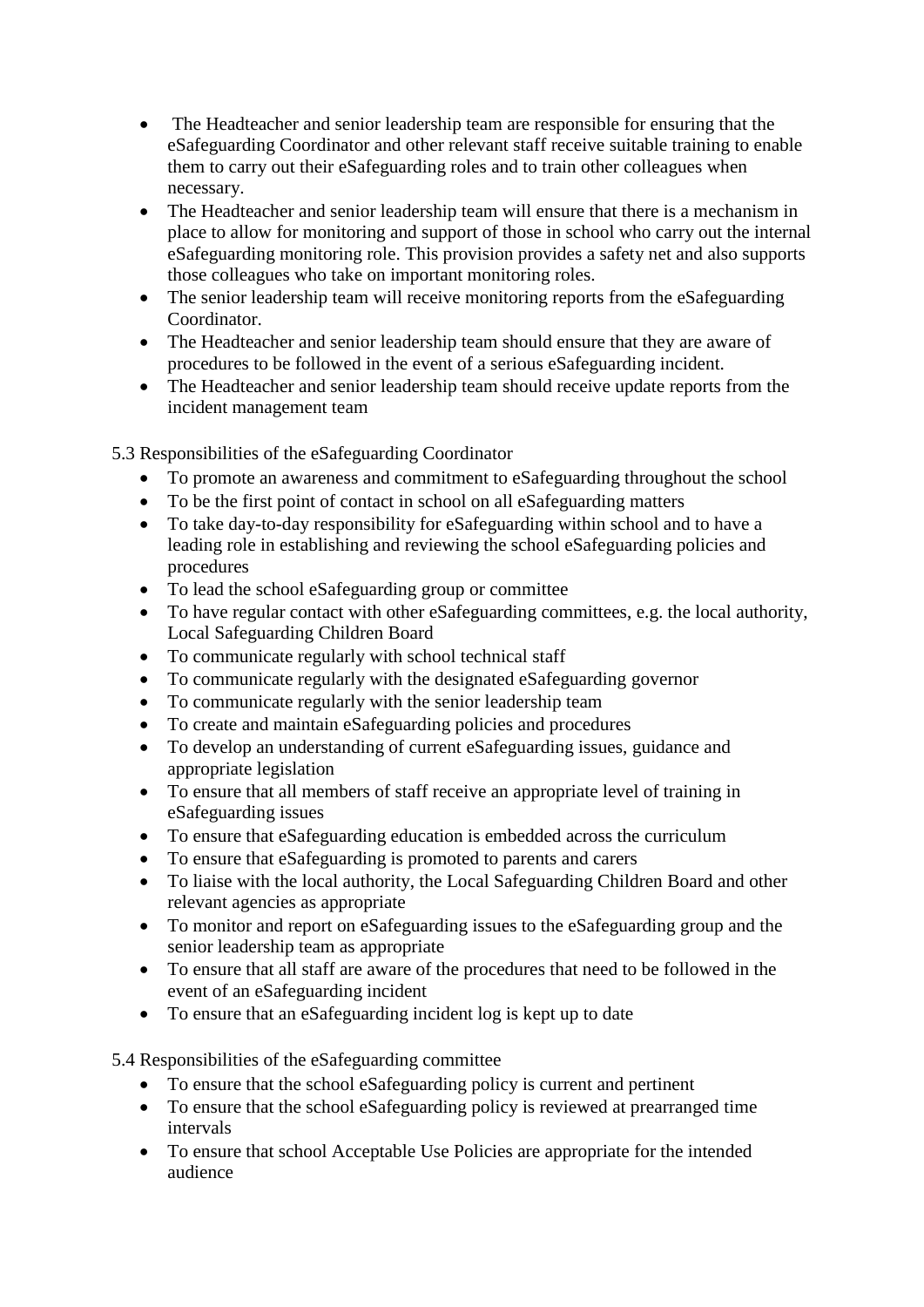- The Headteacher and senior leadership team are responsible for ensuring that the eSafeguarding Coordinator and other relevant staff receive suitable training to enable them to carry out their eSafeguarding roles and to train other colleagues when necessary.
- The Headteacher and senior leadership team will ensure that there is a mechanism in place to allow for monitoring and support of those in school who carry out the internal eSafeguarding monitoring role. This provision provides a safety net and also supports those colleagues who take on important monitoring roles.
- The senior leadership team will receive monitoring reports from the eSafeguarding Coordinator.
- The Headteacher and senior leadership team should ensure that they are aware of procedures to be followed in the event of a serious eSafeguarding incident.
- The Headteacher and senior leadership team should receive update reports from the incident management team

5.3 Responsibilities of the eSafeguarding Coordinator

- To promote an awareness and commitment to eSafeguarding throughout the school
- To be the first point of contact in school on all eSafeguarding matters
- To take day-to-day responsibility for eSafeguarding within school and to have a leading role in establishing and reviewing the school eSafeguarding policies and procedures
- To lead the school eSafeguarding group or committee
- To have regular contact with other eSafeguarding committees, e.g. the local authority, Local Safeguarding Children Board
- To communicate regularly with school technical staff
- To communicate regularly with the designated eSafeguarding governor
- To communicate regularly with the senior leadership team
- To create and maintain eSafeguarding policies and procedures
- To develop an understanding of current eSafeguarding issues, guidance and appropriate legislation
- To ensure that all members of staff receive an appropriate level of training in eSafeguarding issues
- To ensure that eSafeguarding education is embedded across the curriculum
- To ensure that eSafeguarding is promoted to parents and carers
- To liaise with the local authority, the Local Safeguarding Children Board and other relevant agencies as appropriate
- To monitor and report on eSafeguarding issues to the eSafeguarding group and the senior leadership team as appropriate
- To ensure that all staff are aware of the procedures that need to be followed in the event of an eSafeguarding incident
- To ensure that an eSafeguarding incident log is kept up to date

5.4 Responsibilities of the eSafeguarding committee

- To ensure that the school eSafeguarding policy is current and pertinent
- To ensure that the school eSafeguarding policy is reviewed at prearranged time intervals
- To ensure that school Acceptable Use Policies are appropriate for the intended audience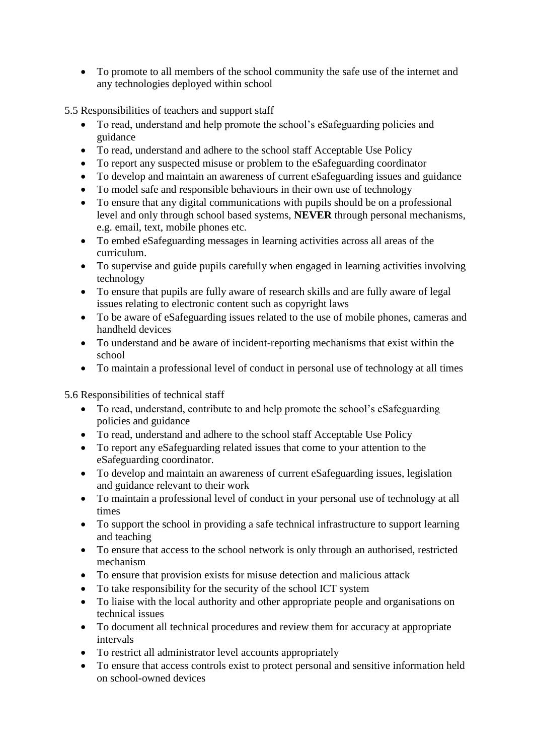- To promote to all members of the school community the safe use of the internet and any technologies deployed within school

5.5 Responsibilities of teachers and support staff

- To read, understand and help promote the school's eSafeguarding policies and guidance
- To read, understand and adhere to the school staff Acceptable Use Policy
- To report any suspected misuse or problem to the eSafeguarding coordinator
- To develop and maintain an awareness of current eSafeguarding issues and guidance
- To model safe and responsible behaviours in their own use of technology
- To ensure that any digital communications with pupils should be on a professional level and only through school based systems, **NEVER** through personal mechanisms, e.g. email, text, mobile phones etc.
- To embed eSafeguarding messages in learning activities across all areas of the curriculum.
- To supervise and guide pupils carefully when engaged in learning activities involving technology
- To ensure that pupils are fully aware of research skills and are fully aware of legal issues relating to electronic content such as copyright laws
- To be aware of eSafeguarding issues related to the use of mobile phones, cameras and handheld devices
- To understand and be aware of incident-reporting mechanisms that exist within the school
- To maintain a professional level of conduct in personal use of technology at all times

5.6 Responsibilities of technical staff

- To read, understand, contribute to and help promote the school's eSafeguarding policies and guidance
- To read, understand and adhere to the school staff Acceptable Use Policy
- To report any eSafeguarding related issues that come to your attention to the eSafeguarding coordinator.
- To develop and maintain an awareness of current eSafeguarding issues, legislation and guidance relevant to their work
- To maintain a professional level of conduct in your personal use of technology at all times
- To support the school in providing a safe technical infrastructure to support learning and teaching
- To ensure that access to the school network is only through an authorised, restricted mechanism
- To ensure that provision exists for misuse detection and malicious attack
- To take responsibility for the security of the school ICT system
- To liaise with the local authority and other appropriate people and organisations on technical issues
- To document all technical procedures and review them for accuracy at appropriate intervals
- To restrict all administrator level accounts appropriately
- To ensure that access controls exist to protect personal and sensitive information held on school-owned devices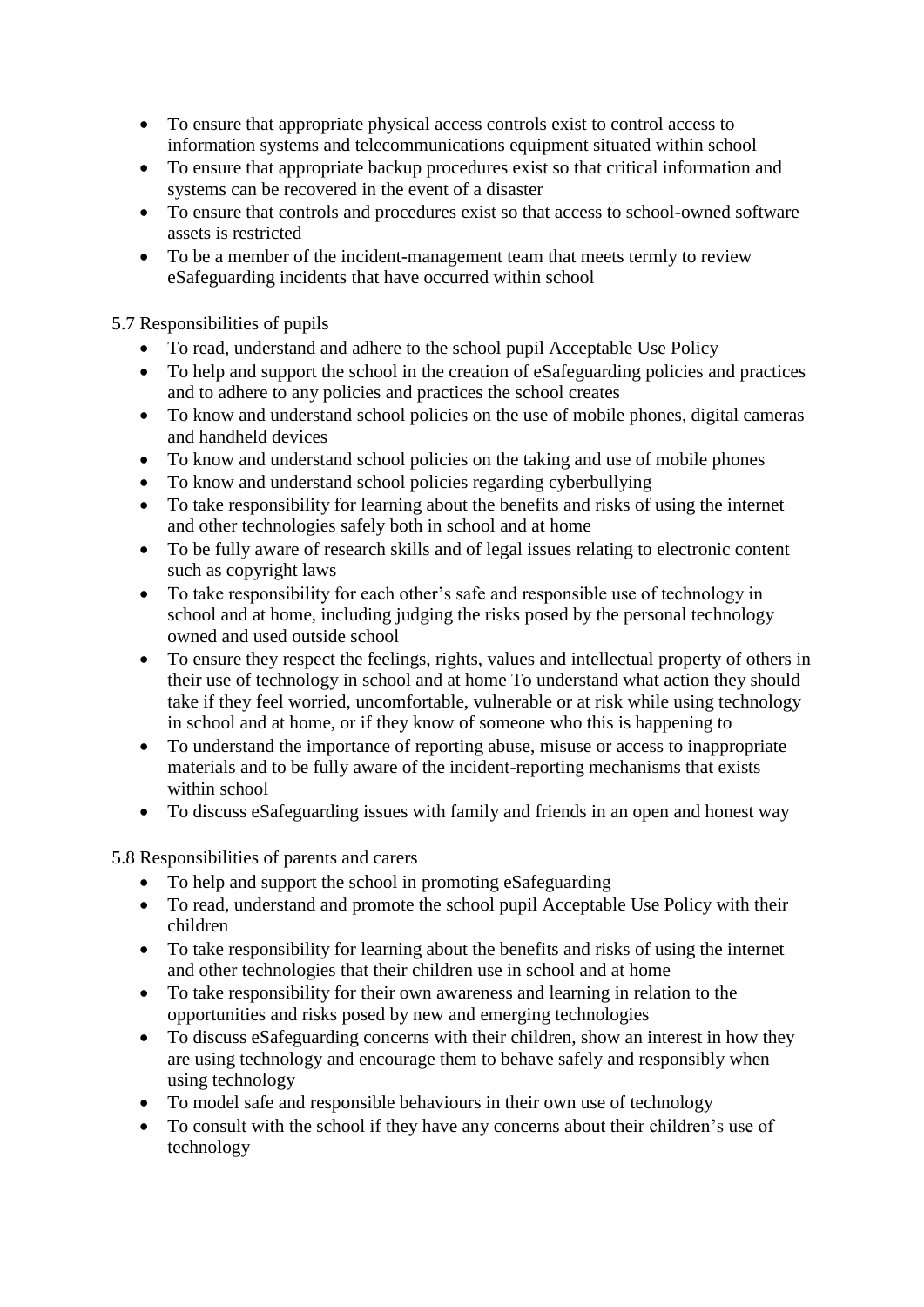- To ensure that appropriate physical access controls exist to control access to information systems and telecommunications equipment situated within school
- To ensure that appropriate backup procedures exist so that critical information and systems can be recovered in the event of a disaster
- To ensure that controls and procedures exist so that access to school-owned software assets is restricted
- To be a member of the incident-management team that meets termly to review eSafeguarding incidents that have occurred within school

5.7 Responsibilities of pupils

- To read, understand and adhere to the school pupil Acceptable Use Policy
- To help and support the school in the creation of eSafeguarding policies and practices and to adhere to any policies and practices the school creates
- To know and understand school policies on the use of mobile phones, digital cameras and handheld devices
- To know and understand school policies on the taking and use of mobile phones
- To know and understand school policies regarding cyberbullying
- To take responsibility for learning about the benefits and risks of using the internet and other technologies safely both in school and at home
- To be fully aware of research skills and of legal issues relating to electronic content such as copyright laws
- To take responsibility for each other's safe and responsible use of technology in school and at home, including judging the risks posed by the personal technology owned and used outside school
- To ensure they respect the feelings, rights, values and intellectual property of others in their use of technology in school and at home To understand what action they should take if they feel worried, uncomfortable, vulnerable or at risk while using technology in school and at home, or if they know of someone who this is happening to
- To understand the importance of reporting abuse, misuse or access to inappropriate materials and to be fully aware of the incident-reporting mechanisms that exists within school
- To discuss eSafeguarding issues with family and friends in an open and honest way

5.8 Responsibilities of parents and carers

- To help and support the school in promoting eSafeguarding
- To read, understand and promote the school pupil Acceptable Use Policy with their children
- To take responsibility for learning about the benefits and risks of using the internet and other technologies that their children use in school and at home
- To take responsibility for their own awareness and learning in relation to the opportunities and risks posed by new and emerging technologies
- To discuss eSafeguarding concerns with their children, show an interest in how they are using technology and encourage them to behave safely and responsibly when using technology
- To model safe and responsible behaviours in their own use of technology
- To consult with the school if they have any concerns about their children's use of technology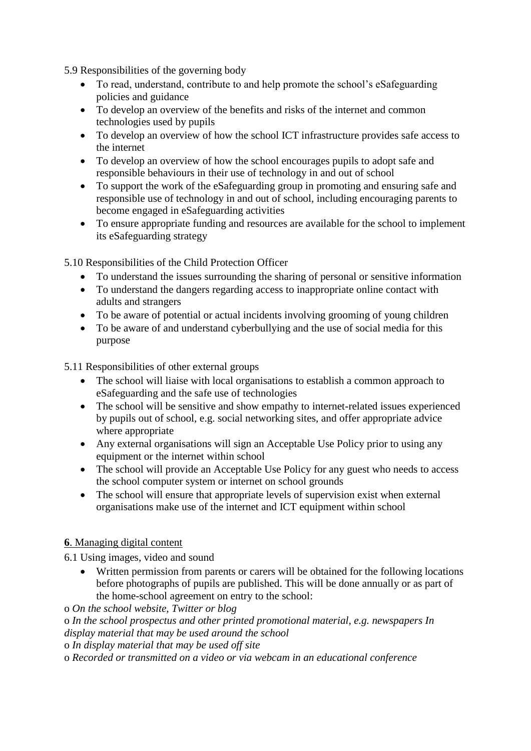5.9 Responsibilities of the governing body

- To read, understand, contribute to and help promote the school's eSafeguarding policies and guidance
- To develop an overview of the benefits and risks of the internet and common technologies used by pupils
- To develop an overview of how the school ICT infrastructure provides safe access to the internet
- To develop an overview of how the school encourages pupils to adopt safe and responsible behaviours in their use of technology in and out of school
- To support the work of the eSafeguarding group in promoting and ensuring safe and responsible use of technology in and out of school, including encouraging parents to become engaged in eSafeguarding activities
- To ensure appropriate funding and resources are available for the school to implement its eSafeguarding strategy

5.10 Responsibilities of the Child Protection Officer

- To understand the issues surrounding the sharing of personal or sensitive information
- To understand the dangers regarding access to inappropriate online contact with adults and strangers
- To be aware of potential or actual incidents involving grooming of young children
- To be aware of and understand cyberbullying and the use of social media for this purpose

5.11 Responsibilities of other external groups

- The school will liaise with local organisations to establish a common approach to eSafeguarding and the safe use of technologies
- The school will be sensitive and show empathy to internet-related issues experienced by pupils out of school, e.g. social networking sites, and offer appropriate advice where appropriate
- Any external organisations will sign an Acceptable Use Policy prior to using any equipment or the internet within school
- The school will provide an Acceptable Use Policy for any guest who needs to access the school computer system or internet on school grounds
- The school will ensure that appropriate levels of supervision exist when external organisations make use of the internet and ICT equipment within school

**6**. Managing digital content

6.1 Using images, video and sound

- Written permission from parents or carers will be obtained for the following locations before photographs of pupils are published. This will be done annually or as part of the home-school agreement on entry to the school:

o *On the school website, Twitter or blog*

o *In the school prospectus and other printed promotional material, e.g. newspapers In display material that may be used around the school*

o *In display material that may be used off site*

o *Recorded or transmitted on a video or via webcam in an educational conference*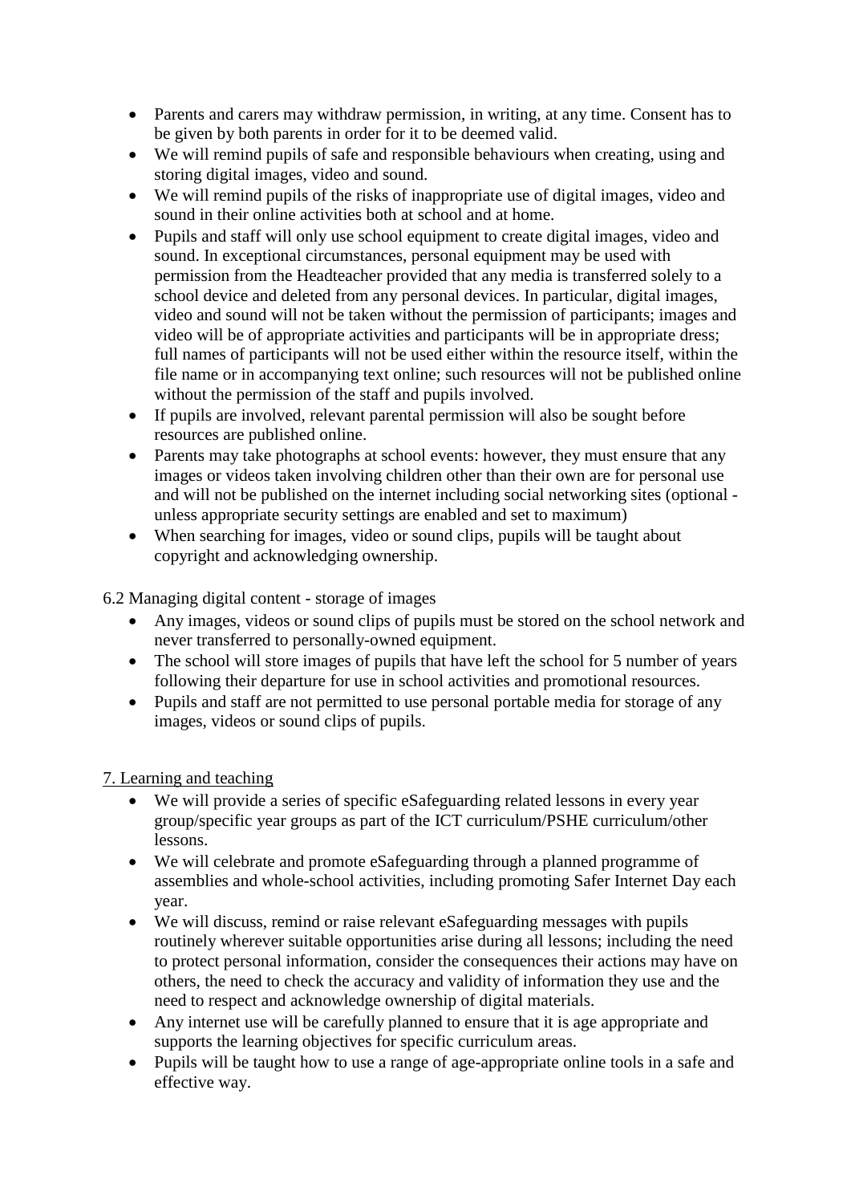- Parents and carers may withdraw permission, in writing, at any time. Consent has to be given by both parents in order for it to be deemed valid.
- We will remind pupils of safe and responsible behaviours when creating, using and storing digital images, video and sound.
- We will remind pupils of the risks of inappropriate use of digital images, video and sound in their online activities both at school and at home.
- Pupils and staff will only use school equipment to create digital images, video and sound. In exceptional circumstances, personal equipment may be used with permission from the Headteacher provided that any media is transferred solely to a school device and deleted from any personal devices. In particular, digital images, video and sound will not be taken without the permission of participants; images and video will be of appropriate activities and participants will be in appropriate dress; full names of participants will not be used either within the resource itself, within the file name or in accompanying text online; such resources will not be published online without the permission of the staff and pupils involved.
- If pupils are involved, relevant parental permission will also be sought before resources are published online.
- Parents may take photographs at school events: however, they must ensure that any images or videos taken involving children other than their own are for personal use and will not be published on the internet including social networking sites (optional - unless appropriate security settings are enabled and set to maximum)
- When searching for images, video or sound clips, pupils will be taught about copyright and acknowledging ownership.

6.2 Managing digital content - storage of images

- Any images, videos or sound clips of pupils must be stored on the school network and never transferred to personally-owned equipment.
- The school will store images of pupils that have left the school for 5 number of years following their departure for use in school activities and promotional resources.
- Pupils and staff are not permitted to use personal portable media for storage of any images, videos or sound clips of pupils.

## 7. Learning and teaching

- We will provide a series of specific eSafeguarding related lessons in every year group/specific year groups as part of the ICT curriculum/PSHE curriculum/other lessons.
- We will celebrate and promote eSafeguarding through a planned programme of assemblies and whole-school activities, including promoting Safer Internet Day each year.
- We will discuss, remind or raise relevant eSafeguarding messages with pupils routinely wherever suitable opportunities arise during all lessons; including the need to protect personal information, consider the consequences their actions may have on others, the need to check the accuracy and validity of information they use and the need to respect and acknowledge ownership of digital materials.
- Any internet use will be carefully planned to ensure that it is age appropriate and supports the learning objectives for specific curriculum areas.
- Pupils will be taught how to use a range of age-appropriate online tools in a safe and effective way.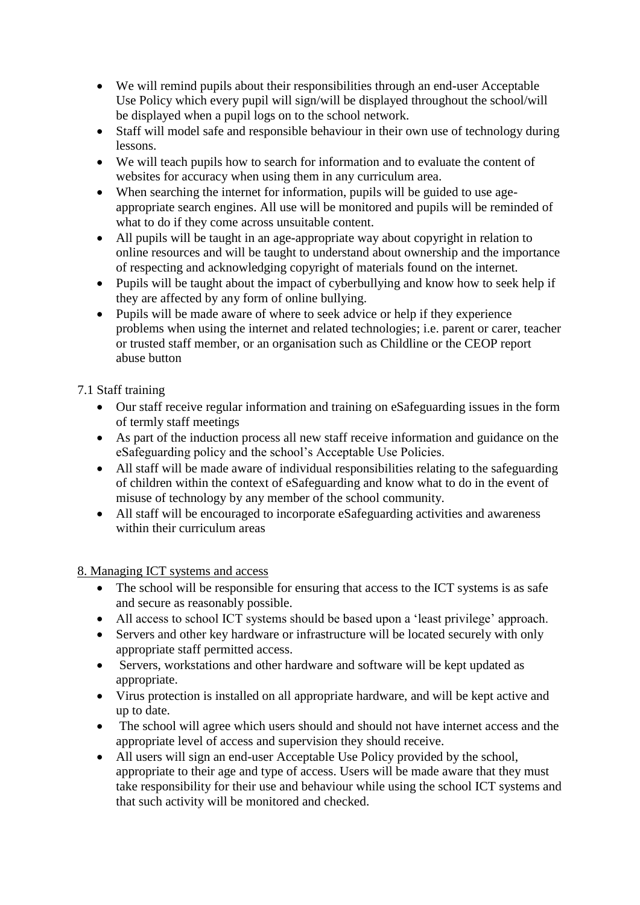- We will remind pupils about their responsibilities through an end-user Acceptable Use Policy which every pupil will sign/will be displayed throughout the school/will be displayed when a pupil logs on to the school network.
- Staff will model safe and responsible behaviour in their own use of technology during lessons.
- We will teach pupils how to search for information and to evaluate the content of websites for accuracy when using them in any curriculum area.
- When searching the internet for information, pupils will be guided to use age-appropriate search engines. All use will be monitored and pupils will be reminded of what to do if they come across unsuitable content.
- All pupils will be taught in an age-appropriate way about copyright in relation to online resources and will be taught to understand about ownership and the importance of respecting and acknowledging copyright of materials found on the internet.
- Pupils will be taught about the impact of cyberbullying and know how to seek help if they are affected by any form of online bullying.
- Pupils will be made aware of where to seek advice or help if they experience problems when using the internet and related technologies; i.e. parent or carer, teacher or trusted staff member, or an organisation such as Childline or the CEOP report abuse button

7.1 Staff training

- Our staff receive regular information and training on eSafeguarding issues in the form of termly staff meetings
- As part of the induction process all new staff receive information and guidance on the eSafeguarding policy and the school's Acceptable Use Policies.
- All staff will be made aware of individual responsibilities relating to the safeguarding of children within the context of eSafeguarding and know what to do in the event of misuse of technology by any member of the school community.
- All staff will be encouraged to incorporate eSafeguarding activities and awareness within their curriculum areas

## 8. Managing ICT systems and access

- The school will be responsible for ensuring that access to the ICT systems is as safe and secure as reasonably possible.
- All access to school ICT systems should be based upon a 'least privilege' approach.
- Servers and other key hardware or infrastructure will be located securely with only appropriate staff permitted access.
- Servers, workstations and other hardware and software will be kept updated as appropriate.
- Virus protection is installed on all appropriate hardware, and will be kept active and up to date.
- The school will agree which users should and should not have internet access and the appropriate level of access and supervision they should receive.
- All users will sign an end-user Acceptable Use Policy provided by the school, appropriate to their age and type of access. Users will be made aware that they must take responsibility for their use and behaviour while using the school ICT systems and that such activity will be monitored and checked.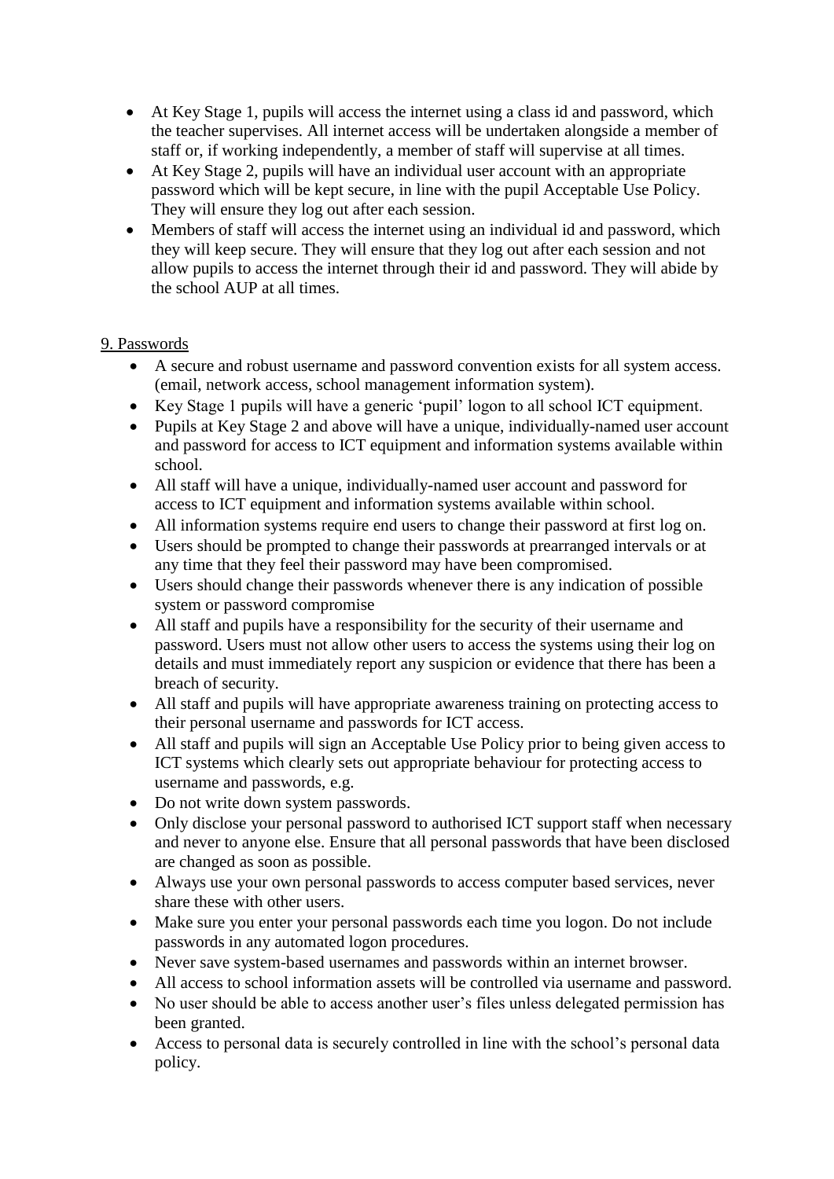- At Key Stage 1, pupils will access the internet using a class id and password, which the teacher supervises. All internet access will be undertaken alongside a member of staff or, if working independently, a member of staff will supervise at all times.
- At Key Stage 2, pupils will have an individual user account with an appropriate password which will be kept secure, in line with the pupil Acceptable Use Policy. They will ensure they log out after each session.
- Members of staff will access the internet using an individual id and password, which they will keep secure. They will ensure that they log out after each session and not allow pupils to access the internet through their id and password. They will abide by the school AUP at all times.

## 9. Passwords

- A secure and robust username and password convention exists for all system access. (email, network access, school management information system).
- Key Stage 1 pupils will have a generic 'pupil' logon to all school ICT equipment.
- Pupils at Key Stage 2 and above will have a unique, individually-named user account and password for access to ICT equipment and information systems available within school.
- All staff will have a unique, individually-named user account and password for access to ICT equipment and information systems available within school.
- All information systems require end users to change their password at first log on.
- Users should be prompted to change their passwords at prearranged intervals or at any time that they feel their password may have been compromised.
- Users should change their passwords whenever there is any indication of possible system or password compromise
- All staff and pupils have a responsibility for the security of their username and password. Users must not allow other users to access the systems using their log on details and must immediately report any suspicion or evidence that there has been a breach of security.
- All staff and pupils will have appropriate awareness training on protecting access to their personal username and passwords for ICT access.
- All staff and pupils will sign an Acceptable Use Policy prior to being given access to ICT systems which clearly sets out appropriate behaviour for protecting access to username and passwords, e.g.
- Do not write down system passwords.
- Only disclose your personal password to authorised ICT support staff when necessary and never to anyone else. Ensure that all personal passwords that have been disclosed are changed as soon as possible.
- Always use your own personal passwords to access computer based services, never share these with other users.
- Make sure you enter your personal passwords each time you logon. Do not include passwords in any automated logon procedures.
- Never save system-based usernames and passwords within an internet browser.
- All access to school information assets will be controlled via username and password.
- No user should be able to access another user's files unless delegated permission has been granted.
- Access to personal data is securely controlled in line with the school's personal data policy.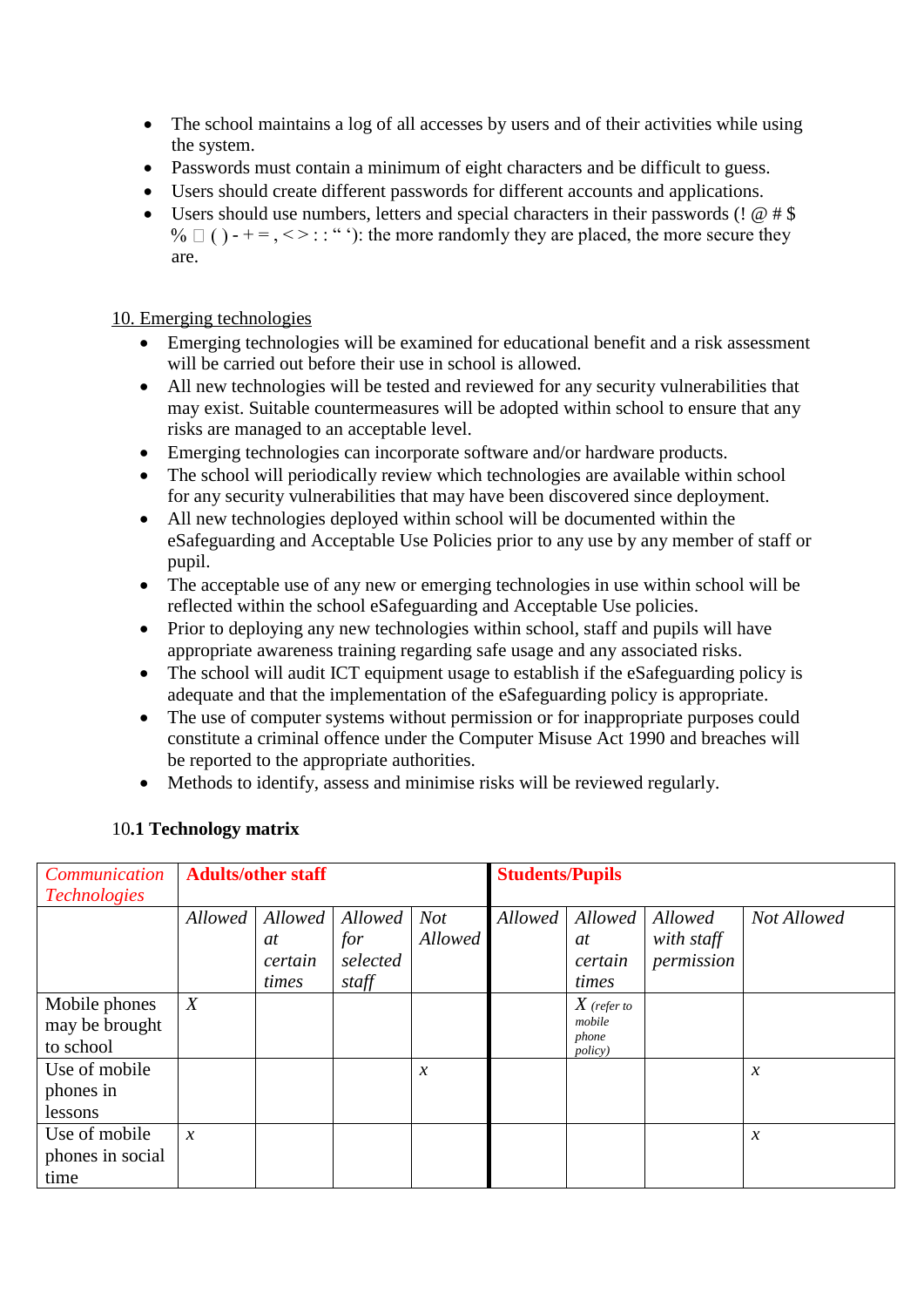- The school maintains a log of all accesses by users and of their activities while using the system.
- Passwords must contain a minimum of eight characters and be difficult to guess.
- Users should create different passwords for different accounts and applications.
- Users should use numbers, letters and special characters in their passwords (! @ # $ % □ ( ) - + = , < > : : " '): the more randomly they are placed, the more secure they are.

10. Emerging technologies

- Emerging technologies will be examined for educational benefit and a risk assessment will be carried out before their use in school is allowed.
- All new technologies will be tested and reviewed for any security vulnerabilities that may exist. Suitable countermeasures will be adopted within school to ensure that any risks are managed to an acceptable level.
- Emerging technologies can incorporate software and/or hardware products.
- The school will periodically review which technologies are available within school for any security vulnerabilities that may have been discovered since deployment.
- All new technologies deployed within school will be documented within the eSafeguarding and Acceptable Use Policies prior to any use by any member of staff or pupil.
- The acceptable use of any new or emerging technologies in use within school will be reflected within the school eSafeguarding and Acceptable Use policies.
- Prior to deploying any new technologies within school, staff and pupils will have appropriate awareness training regarding safe usage and any associated risks.
- The school will audit ICT equipment usage to establish if the eSafeguarding policy is adequate and that the implementation of the eSafeguarding policy is appropriate.
- The use of computer systems without permission or for inappropriate purposes could constitute a criminal offence under the Computer Misuse Act 1990 and breaches will be reported to the appropriate authorities.
- Methods to identify, assess and minimise risks will be reviewed regularly.

### 10.1 Technology matrix

| *Communication Technologies* | **Adults/other staff** | | | | **Students/Pupils** | | | |
|---|---|---|---|---|---|---|---|---|
| | *Allowed* | *Allowed at certain times* | *Allowed for selected staff* | *Not Allowed* | *Allowed* | *Allowed at certain times* | *Allowed with staff permission* | *Not Allowed* |
| Mobile phones may be brought to school | *X* | | | | | *X* *(refer to mobile phone policy)* | | |
| Use of mobile phones in lessons | | | | *x* | | | | *x* |
| Use of mobile phones in social time | *x* | | | | | | | *x* |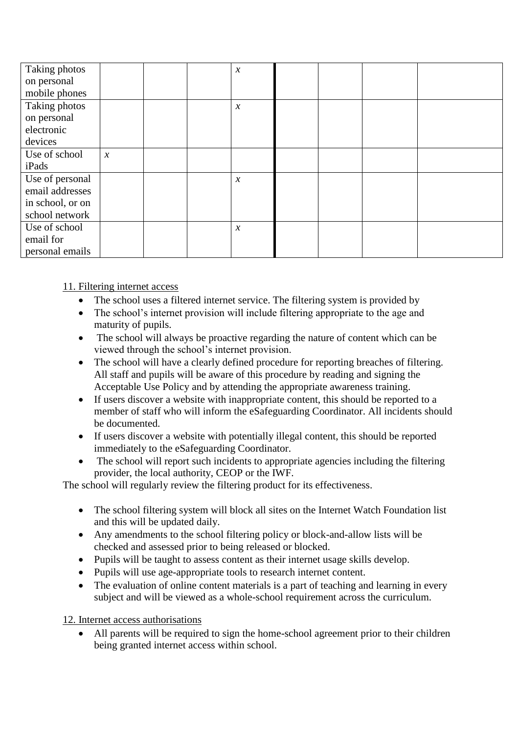| | | | | | | | | |
|---|---|---|---|---|---|---|---|---|
| Taking photos on personal mobile phones | | | | x | | | | |
| Taking photos on personal electronic devices | | | | x | | | | |
| Use of school iPads | x | | | | | | | |
| Use of personal email addresses in school, or on school network | | | | x | | | | |
| Use of school email for personal emails | | | | x | | | | |

11. Filtering internet access

- The school uses a filtered internet service. The filtering system is provided by
- The school's internet provision will include filtering appropriate to the age and maturity of pupils.
- The school will always be proactive regarding the nature of content which can be viewed through the school's internet provision.
- The school will have a clearly defined procedure for reporting breaches of filtering. All staff and pupils will be aware of this procedure by reading and signing the Acceptable Use Policy and by attending the appropriate awareness training.
- If users discover a website with inappropriate content, this should be reported to a member of staff who will inform the eSafeguarding Coordinator. All incidents should be documented.
- If users discover a website with potentially illegal content, this should be reported immediately to the eSafeguarding Coordinator.
- The school will report such incidents to appropriate agencies including the filtering provider, the local authority, CEOP or the IWF.

The school will regularly review the filtering product for its effectiveness.

- The school filtering system will block all sites on the Internet Watch Foundation list and this will be updated daily.
- Any amendments to the school filtering policy or block-and-allow lists will be checked and assessed prior to being released or blocked.
- Pupils will be taught to assess content as their internet usage skills develop.
- Pupils will use age-appropriate tools to research internet content.
- The evaluation of online content materials is a part of teaching and learning in every subject and will be viewed as a whole-school requirement across the curriculum.

12. Internet access authorisations

- All parents will be required to sign the home-school agreement prior to their children being granted internet access within school.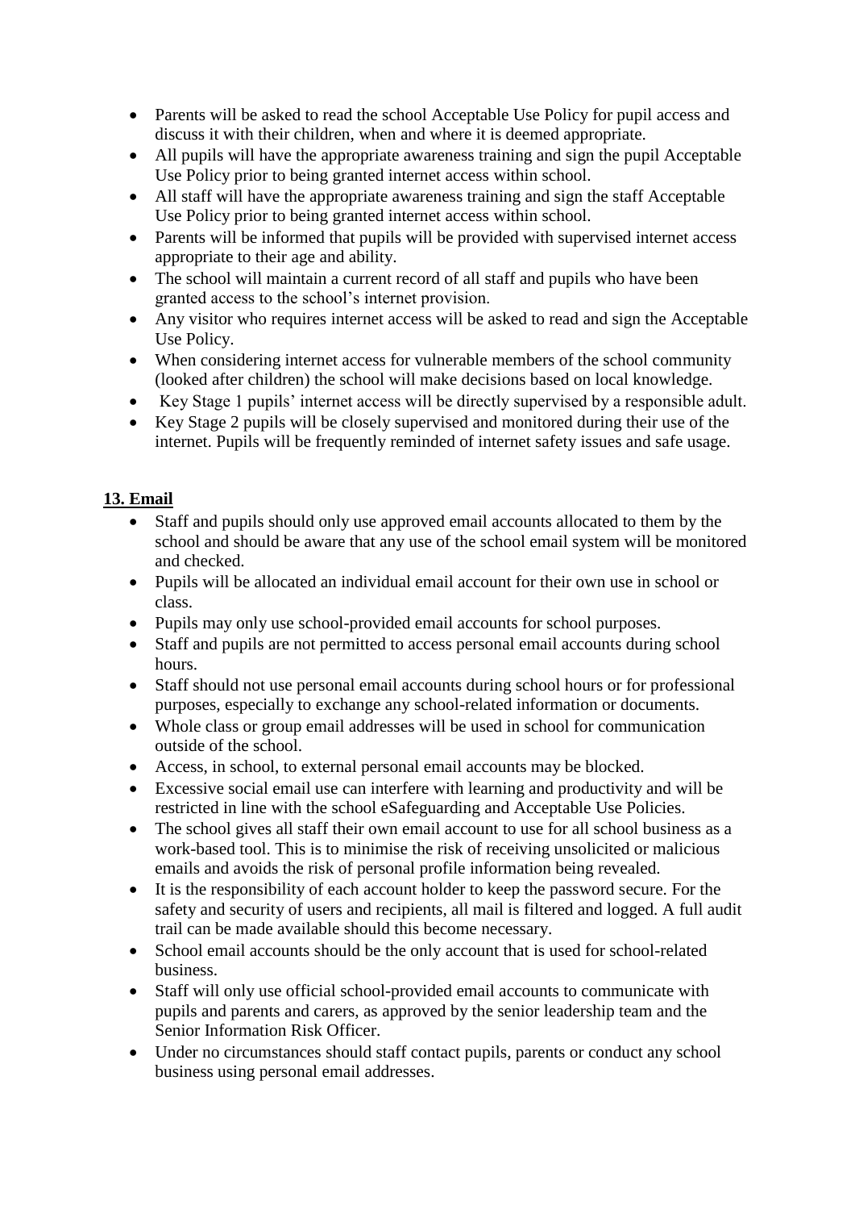- Parents will be asked to read the school Acceptable Use Policy for pupil access and discuss it with their children, when and where it is deemed appropriate.
- All pupils will have the appropriate awareness training and sign the pupil Acceptable Use Policy prior to being granted internet access within school.
- All staff will have the appropriate awareness training and sign the staff Acceptable Use Policy prior to being granted internet access within school.
- Parents will be informed that pupils will be provided with supervised internet access appropriate to their age and ability.
- The school will maintain a current record of all staff and pupils who have been granted access to the school's internet provision.
- Any visitor who requires internet access will be asked to read and sign the Acceptable Use Policy.
- When considering internet access for vulnerable members of the school community (looked after children) the school will make decisions based on local knowledge.
- Key Stage 1 pupils' internet access will be directly supervised by a responsible adult.
- Key Stage 2 pupils will be closely supervised and monitored during their use of the internet. Pupils will be frequently reminded of internet safety issues and safe usage.

## 13. Email

- Staff and pupils should only use approved email accounts allocated to them by the school and should be aware that any use of the school email system will be monitored and checked.
- Pupils will be allocated an individual email account for their own use in school or class.
- Pupils may only use school-provided email accounts for school purposes.
- Staff and pupils are not permitted to access personal email accounts during school hours.
- Staff should not use personal email accounts during school hours or for professional purposes, especially to exchange any school-related information or documents.
- Whole class or group email addresses will be used in school for communication outside of the school.
- Access, in school, to external personal email accounts may be blocked.
- Excessive social email use can interfere with learning and productivity and will be restricted in line with the school eSafeguarding and Acceptable Use Policies.
- The school gives all staff their own email account to use for all school business as a work-based tool. This is to minimise the risk of receiving unsolicited or malicious emails and avoids the risk of personal profile information being revealed.
- It is the responsibility of each account holder to keep the password secure. For the safety and security of users and recipients, all mail is filtered and logged. A full audit trail can be made available should this become necessary.
- School email accounts should be the only account that is used for school-related business.
- Staff will only use official school-provided email accounts to communicate with pupils and parents and carers, as approved by the senior leadership team and the Senior Information Risk Officer.
- Under no circumstances should staff contact pupils, parents or conduct any school business using personal email addresses.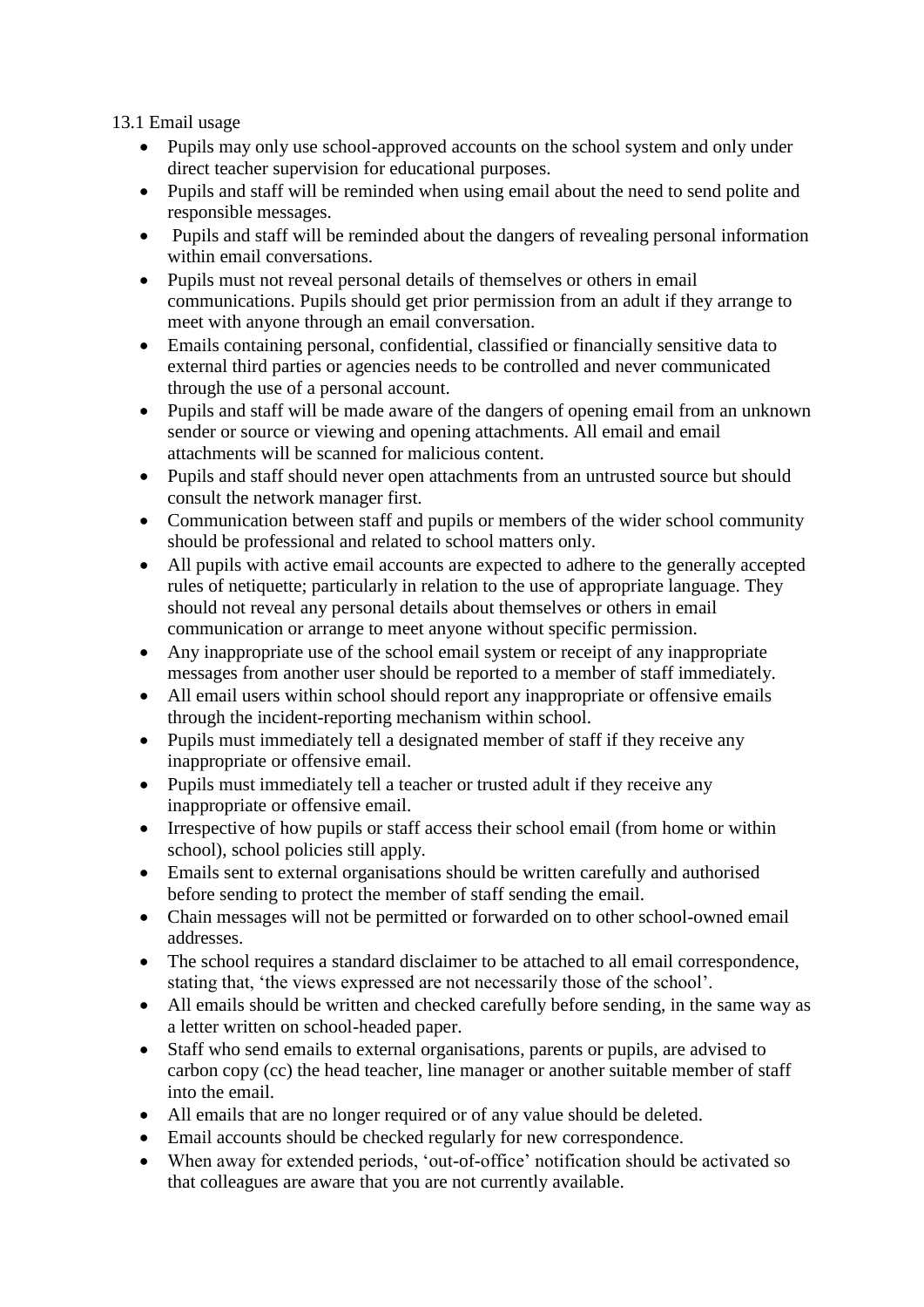13.1 Email usage

- Pupils may only use school-approved accounts on the school system and only under direct teacher supervision for educational purposes.
- Pupils and staff will be reminded when using email about the need to send polite and responsible messages.
- Pupils and staff will be reminded about the dangers of revealing personal information within email conversations.
- Pupils must not reveal personal details of themselves or others in email communications. Pupils should get prior permission from an adult if they arrange to meet with anyone through an email conversation.
- Emails containing personal, confidential, classified or financially sensitive data to external third parties or agencies needs to be controlled and never communicated through the use of a personal account.
- Pupils and staff will be made aware of the dangers of opening email from an unknown sender or source or viewing and opening attachments. All email and email attachments will be scanned for malicious content.
- Pupils and staff should never open attachments from an untrusted source but should consult the network manager first.
- Communication between staff and pupils or members of the wider school community should be professional and related to school matters only.
- All pupils with active email accounts are expected to adhere to the generally accepted rules of netiquette; particularly in relation to the use of appropriate language. They should not reveal any personal details about themselves or others in email communication or arrange to meet anyone without specific permission.
- Any inappropriate use of the school email system or receipt of any inappropriate messages from another user should be reported to a member of staff immediately.
- All email users within school should report any inappropriate or offensive emails through the incident-reporting mechanism within school.
- Pupils must immediately tell a designated member of staff if they receive any inappropriate or offensive email.
- Pupils must immediately tell a teacher or trusted adult if they receive any inappropriate or offensive email.
- Irrespective of how pupils or staff access their school email (from home or within school), school policies still apply.
- Emails sent to external organisations should be written carefully and authorised before sending to protect the member of staff sending the email.
- Chain messages will not be permitted or forwarded on to other school-owned email addresses.
- The school requires a standard disclaimer to be attached to all email correspondence, stating that, 'the views expressed are not necessarily those of the school'.
- All emails should be written and checked carefully before sending, in the same way as a letter written on school-headed paper.
- Staff who send emails to external organisations, parents or pupils, are advised to carbon copy (cc) the head teacher, line manager or another suitable member of staff into the email.
- All emails that are no longer required or of any value should be deleted.
- Email accounts should be checked regularly for new correspondence.
- When away for extended periods, 'out-of-office' notification should be activated so that colleagues are aware that you are not currently available.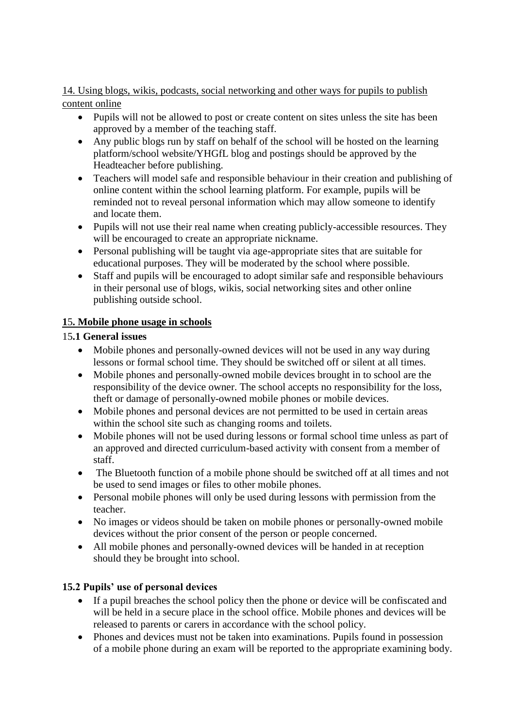## 14. Using blogs, wikis, podcasts, social networking and other ways for pupils to publish content online

- Pupils will not be allowed to post or create content on sites unless the site has been approved by a member of the teaching staff.
- Any public blogs run by staff on behalf of the school will be hosted on the learning platform/school website/YHGfL blog and postings should be approved by the Headteacher before publishing.
- Teachers will model safe and responsible behaviour in their creation and publishing of online content within the school learning platform. For example, pupils will be reminded not to reveal personal information which may allow someone to identify and locate them.
- Pupils will not use their real name when creating publicly-accessible resources. They will be encouraged to create an appropriate nickname.
- Personal publishing will be taught via age-appropriate sites that are suitable for educational purposes. They will be moderated by the school where possible.
- Staff and pupils will be encouraged to adopt similar safe and responsible behaviours in their personal use of blogs, wikis, social networking sites and other online publishing outside school.

## 15. Mobile phone usage in schools

### 15.1 General issues

- Mobile phones and personally-owned devices will not be used in any way during lessons or formal school time. They should be switched off or silent at all times.
- Mobile phones and personally-owned mobile devices brought in to school are the responsibility of the device owner. The school accepts no responsibility for the loss, theft or damage of personally-owned mobile phones or mobile devices.
- Mobile phones and personal devices are not permitted to be used in certain areas within the school site such as changing rooms and toilets.
- Mobile phones will not be used during lessons or formal school time unless as part of an approved and directed curriculum-based activity with consent from a member of staff.
- The Bluetooth function of a mobile phone should be switched off at all times and not be used to send images or files to other mobile phones.
- Personal mobile phones will only be used during lessons with permission from the teacher.
- No images or videos should be taken on mobile phones or personally-owned mobile devices without the prior consent of the person or people concerned.
- All mobile phones and personally-owned devices will be handed in at reception should they be brought into school.

### 15.2 Pupils' use of personal devices

- If a pupil breaches the school policy then the phone or device will be confiscated and will be held in a secure place in the school office. Mobile phones and devices will be released to parents or carers in accordance with the school policy.
- Phones and devices must not be taken into examinations. Pupils found in possession of a mobile phone during an exam will be reported to the appropriate examining body.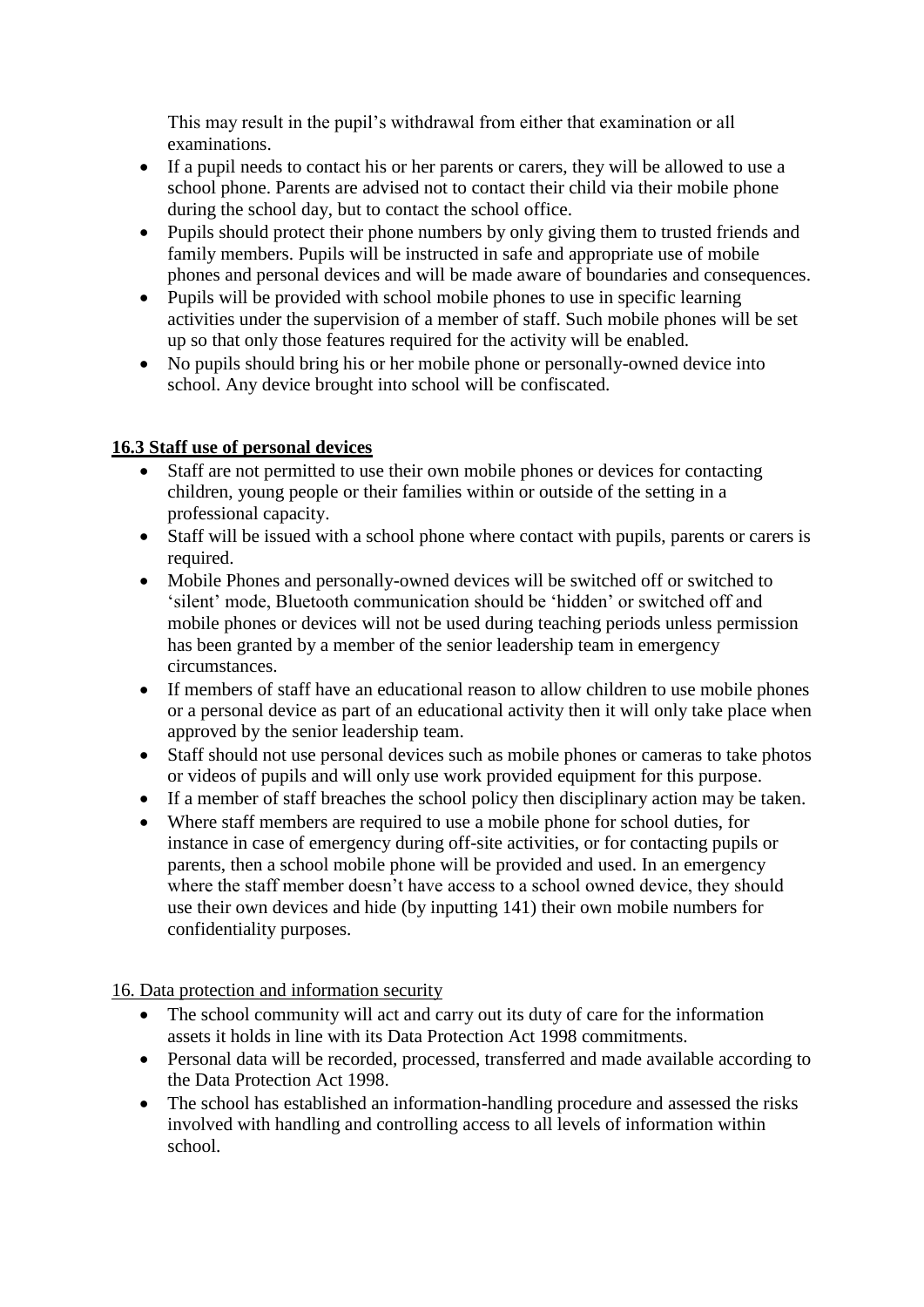This may result in the pupil's withdrawal from either that examination or all examinations.

- If a pupil needs to contact his or her parents or carers, they will be allowed to use a school phone. Parents are advised not to contact their child via their mobile phone during the school day, but to contact the school office.
- Pupils should protect their phone numbers by only giving them to trusted friends and family members. Pupils will be instructed in safe and appropriate use of mobile phones and personal devices and will be made aware of boundaries and consequences.
- Pupils will be provided with school mobile phones to use in specific learning activities under the supervision of a member of staff. Such mobile phones will be set up so that only those features required for the activity will be enabled.
- No pupils should bring his or her mobile phone or personally-owned device into school. Any device brought into school will be confiscated.

**16.3 Staff use of personal devices**

- Staff are not permitted to use their own mobile phones or devices for contacting children, young people or their families within or outside of the setting in a professional capacity.
- Staff will be issued with a school phone where contact with pupils, parents or carers is required.
- Mobile Phones and personally-owned devices will be switched off or switched to 'silent' mode, Bluetooth communication should be 'hidden' or switched off and mobile phones or devices will not be used during teaching periods unless permission has been granted by a member of the senior leadership team in emergency circumstances.
- If members of staff have an educational reason to allow children to use mobile phones or a personal device as part of an educational activity then it will only take place when approved by the senior leadership team.
- Staff should not use personal devices such as mobile phones or cameras to take photos or videos of pupils and will only use work provided equipment for this purpose.
- If a member of staff breaches the school policy then disciplinary action may be taken.
- Where staff members are required to use a mobile phone for school duties, for instance in case of emergency during off-site activities, or for contacting pupils or parents, then a school mobile phone will be provided and used. In an emergency where the staff member doesn't have access to a school owned device, they should use their own devices and hide (by inputting 141) their own mobile numbers for confidentiality purposes.

16. Data protection and information security

- The school community will act and carry out its duty of care for the information assets it holds in line with its Data Protection Act 1998 commitments.
- Personal data will be recorded, processed, transferred and made available according to the Data Protection Act 1998.
- The school has established an information-handling procedure and assessed the risks involved with handling and controlling access to all levels of information within school.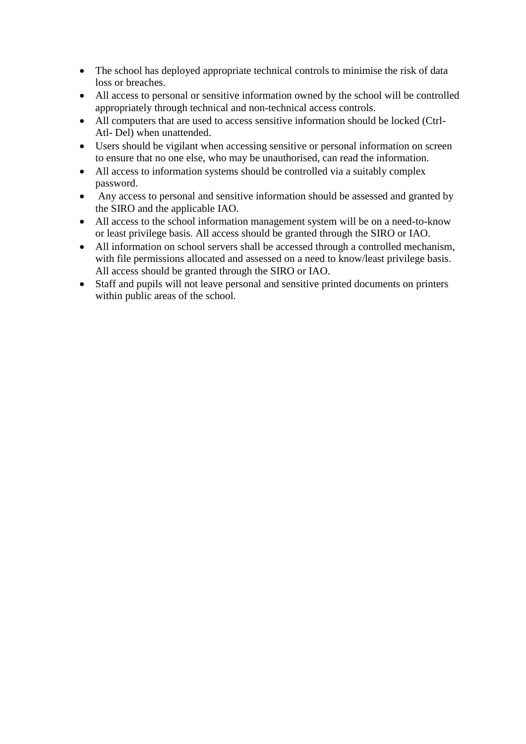- The school has deployed appropriate technical controls to minimise the risk of data loss or breaches.
- All access to personal or sensitive information owned by the school will be controlled appropriately through technical and non-technical access controls.
- All computers that are used to access sensitive information should be locked (Ctrl-Atl- Del) when unattended.
- Users should be vigilant when accessing sensitive or personal information on screen to ensure that no one else, who may be unauthorised, can read the information.
- All access to information systems should be controlled via a suitably complex password.
- Any access to personal and sensitive information should be assessed and granted by the SIRO and the applicable IAO.
- All access to the school information management system will be on a need-to-know or least privilege basis. All access should be granted through the SIRO or IAO.
- All information on school servers shall be accessed through a controlled mechanism, with file permissions allocated and assessed on a need to know/least privilege basis. All access should be granted through the SIRO or IAO.
- Staff and pupils will not leave personal and sensitive printed documents on printers within public areas of the school.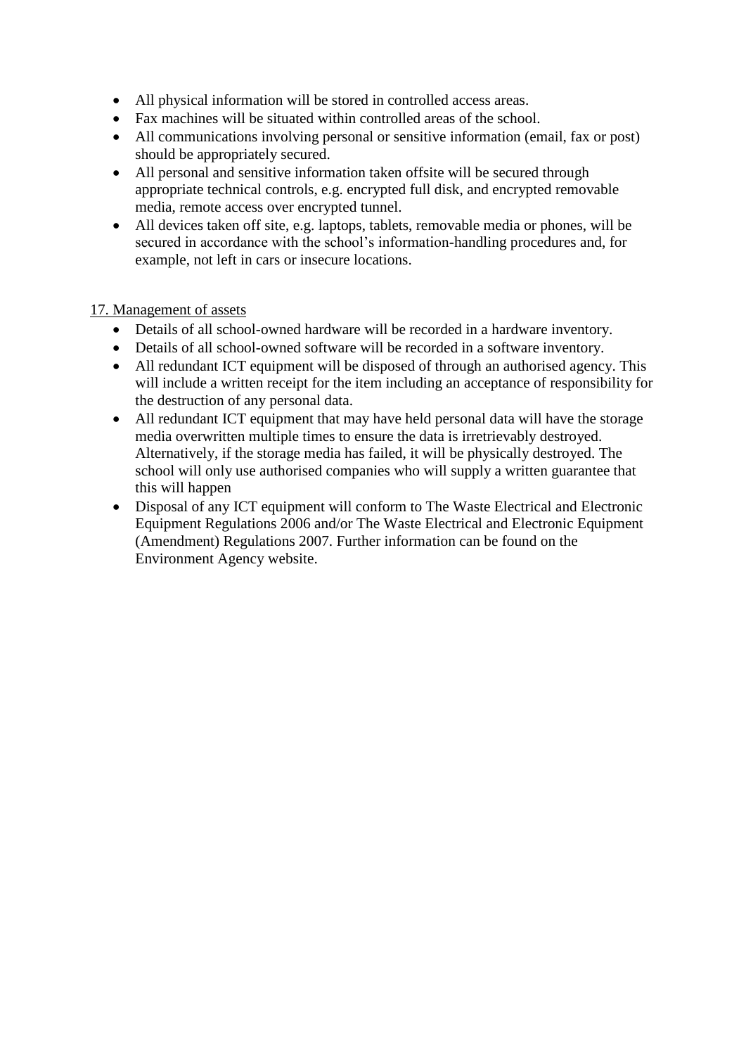- All physical information will be stored in controlled access areas.
- Fax machines will be situated within controlled areas of the school.
- All communications involving personal or sensitive information (email, fax or post) should be appropriately secured.
- All personal and sensitive information taken offsite will be secured through appropriate technical controls, e.g. encrypted full disk, and encrypted removable media, remote access over encrypted tunnel.
- All devices taken off site, e.g. laptops, tablets, removable media or phones, will be secured in accordance with the school's information-handling procedures and, for example, not left in cars or insecure locations.

## 17. Management of assets

- Details of all school-owned hardware will be recorded in a hardware inventory.
- Details of all school-owned software will be recorded in a software inventory.
- All redundant ICT equipment will be disposed of through an authorised agency. This will include a written receipt for the item including an acceptance of responsibility for the destruction of any personal data.
- All redundant ICT equipment that may have held personal data will have the storage media overwritten multiple times to ensure the data is irretrievably destroyed. Alternatively, if the storage media has failed, it will be physically destroyed. The school will only use authorised companies who will supply a written guarantee that this will happen
- Disposal of any ICT equipment will conform to The Waste Electrical and Electronic Equipment Regulations 2006 and/or The Waste Electrical and Electronic Equipment (Amendment) Regulations 2007. Further information can be found on the Environment Agency website.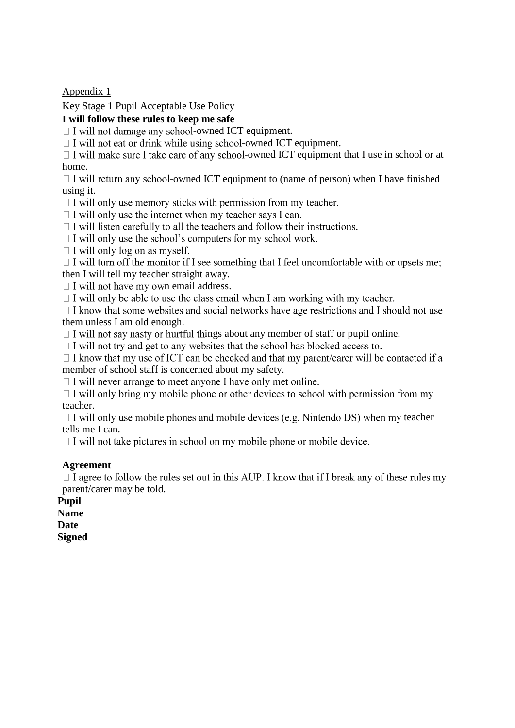Appendix 1

Key Stage 1 Pupil Acceptable Use Policy

**I will follow these rules to keep me safe**

-  I will not damage any school-owned ICT equipment.
-  I will not eat or drink while using school-owned ICT equipment.
-  I will make sure I take care of any school-owned ICT equipment that I use in school or at home.
-  I will return any school-owned ICT equipment to (name of person) when I have finished using it.
-  I will only use memory sticks with permission from my teacher.
-  I will only use the internet when my teacher says I can.
-  I will listen carefully to all the teachers and follow their instructions.
-  I will only use the school's computers for my school work.
-  I will only log on as myself.
-  I will turn off the monitor if I see something that I feel uncomfortable with or upsets me; then I will tell my teacher straight away.
-  I will not have my own email address.
-  I will only be able to use the class email when I am working with my teacher.
-  I know that some websites and social networks have age restrictions and I should not use them unless I am old enough.
-  I will not say nasty or hurtful things about any member of staff or pupil online.
-  I will not try and get to any websites that the school has blocked access to.
-  I know that my use of ICT can be checked and that my parent/carer will be contacted if a member of school staff is concerned about my safety.
-  I will never arrange to meet anyone I have only met online.
-  I will only bring my mobile phone or other devices to school with permission from my teacher.
-  I will only use mobile phones and mobile devices (e.g. Nintendo DS) when my teacher tells me I can.
-  I will not take pictures in school on my mobile phone or mobile device.

**Agreement**

-  I agree to follow the rules set out in this AUP. I know that if I break any of these rules my parent/carer may be told.

**Pupil**
**Name**
**Date**
**Signed**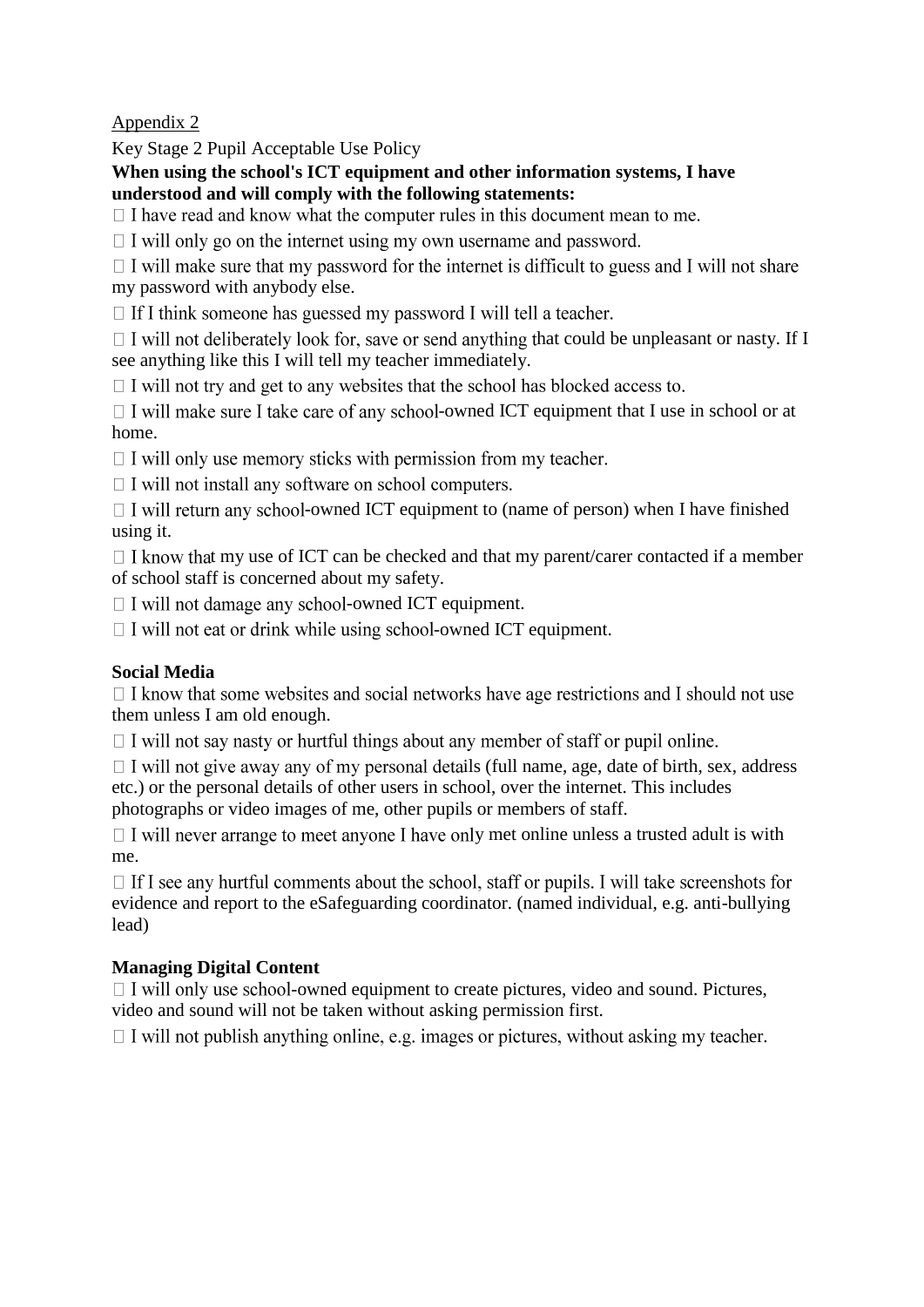Appendix 2

Key Stage 2 Pupil Acceptable Use Policy

**When using the school's ICT equipment and other information systems, I have understood and will comply with the following statements:**

- I have read and know what the computer rules in this document mean to me.
- I will only go on the internet using my own username and password.
- I will make sure that my password for the internet is difficult to guess and I will not share my password with anybody else.
- If I think someone has guessed my password I will tell a teacher.
- I will not deliberately look for, save or send anything that could be unpleasant or nasty. If I see anything like this I will tell my teacher immediately.
- I will not try and get to any websites that the school has blocked access to.
- I will make sure I take care of any school-owned ICT equipment that I use in school or at home.
- I will only use memory sticks with permission from my teacher.
- I will not install any software on school computers.
- I will return any school-owned ICT equipment to (name of person) when I have finished using it.
- I know that my use of ICT can be checked and that my parent/carer contacted if a member of school staff is concerned about my safety.
- I will not damage any school-owned ICT equipment.
- I will not eat or drink while using school-owned ICT equipment.

**Social Media**

- I know that some websites and social networks have age restrictions and I should not use them unless I am old enough.
- I will not say nasty or hurtful things about any member of staff or pupil online.
- I will not give away any of my personal details (full name, age, date of birth, sex, address etc.) or the personal details of other users in school, over the internet. This includes photographs or video images of me, other pupils or members of staff.
- I will never arrange to meet anyone I have only met online unless a trusted adult is with me.
- If I see any hurtful comments about the school, staff or pupils. I will take screenshots for evidence and report to the eSafeguarding coordinator. (named individual, e.g. anti-bullying lead)

**Managing Digital Content**

- I will only use school-owned equipment to create pictures, video and sound. Pictures, video and sound will not be taken without asking permission first.
- I will not publish anything online, e.g. images or pictures, without asking my teacher.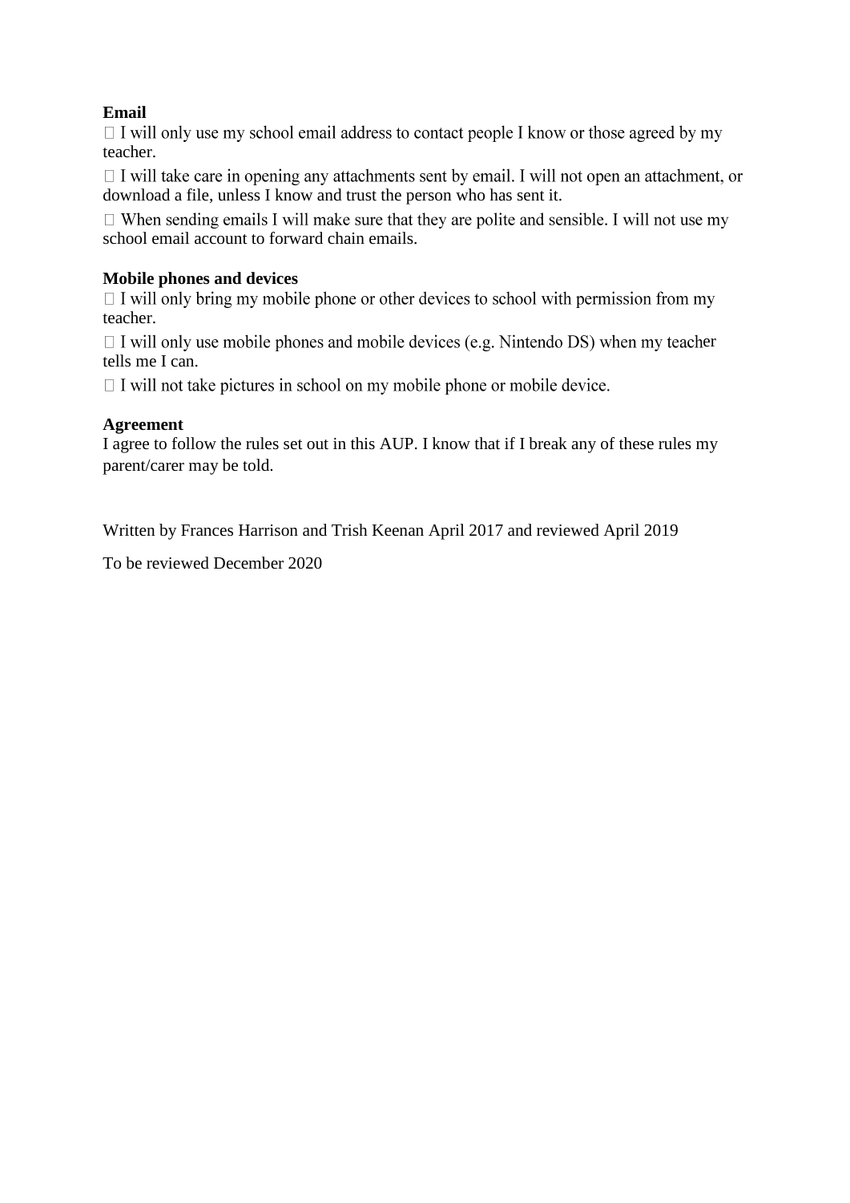**Email**

- I will only use my school email address to contact people I know or those agreed by my teacher.
- I will take care in opening any attachments sent by email. I will not open an attachment, or download a file, unless I know and trust the person who has sent it.
- When sending emails I will make sure that they are polite and sensible. I will not use my school email account to forward chain emails.

**Mobile phones and devices**

- I will only bring my mobile phone or other devices to school with permission from my teacher.
- I will only use mobile phones and mobile devices (e.g. Nintendo DS) when my teacher tells me I can.
- I will not take pictures in school on my mobile phone or mobile device.

**Agreement**

I agree to follow the rules set out in this AUP. I know that if I break any of these rules my parent/carer may be told.

Written by Frances Harrison and Trish Keenan April 2017 and reviewed April 2019

To be reviewed December 2020